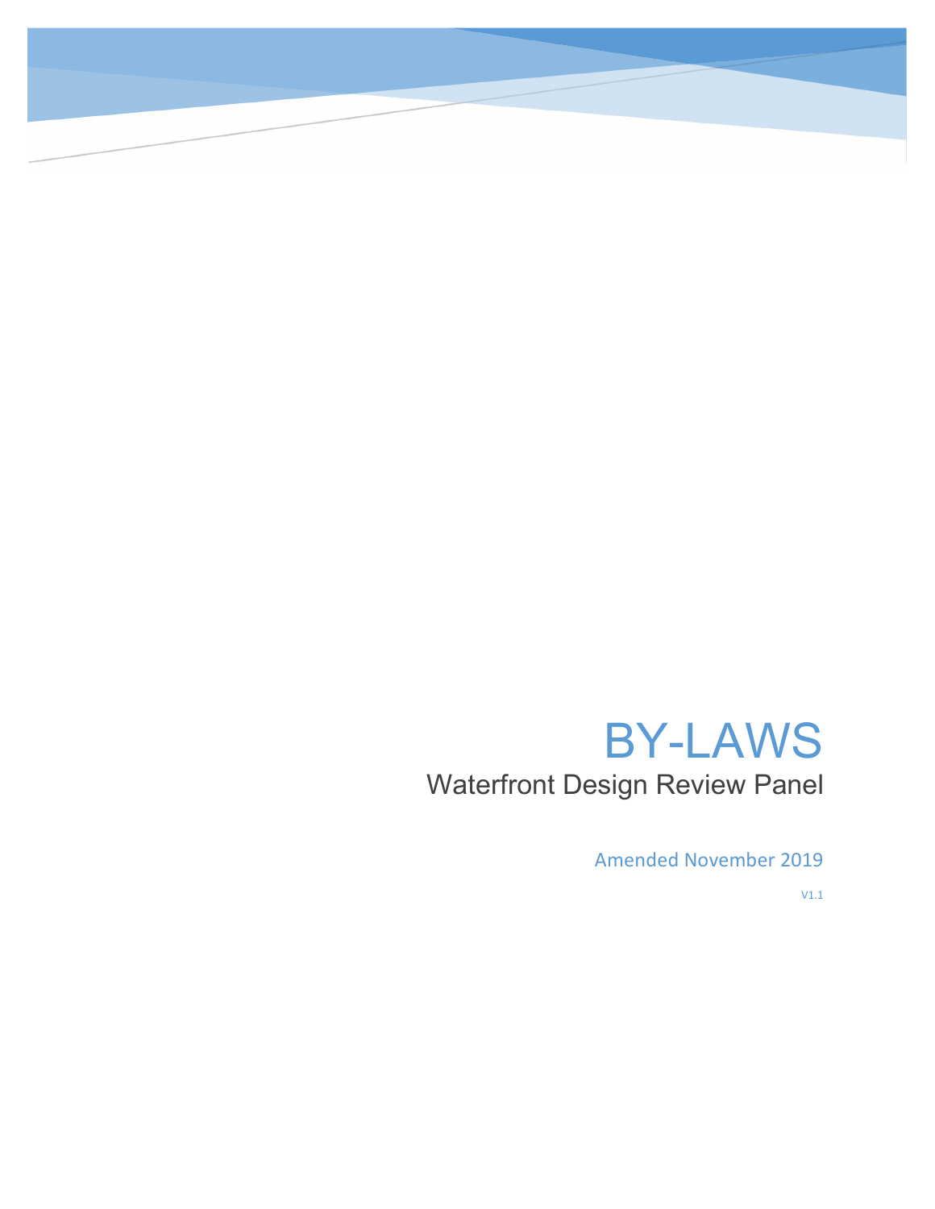# BY-LAWS

## Waterfront Design Review Panel

Amended November 2019

V1.1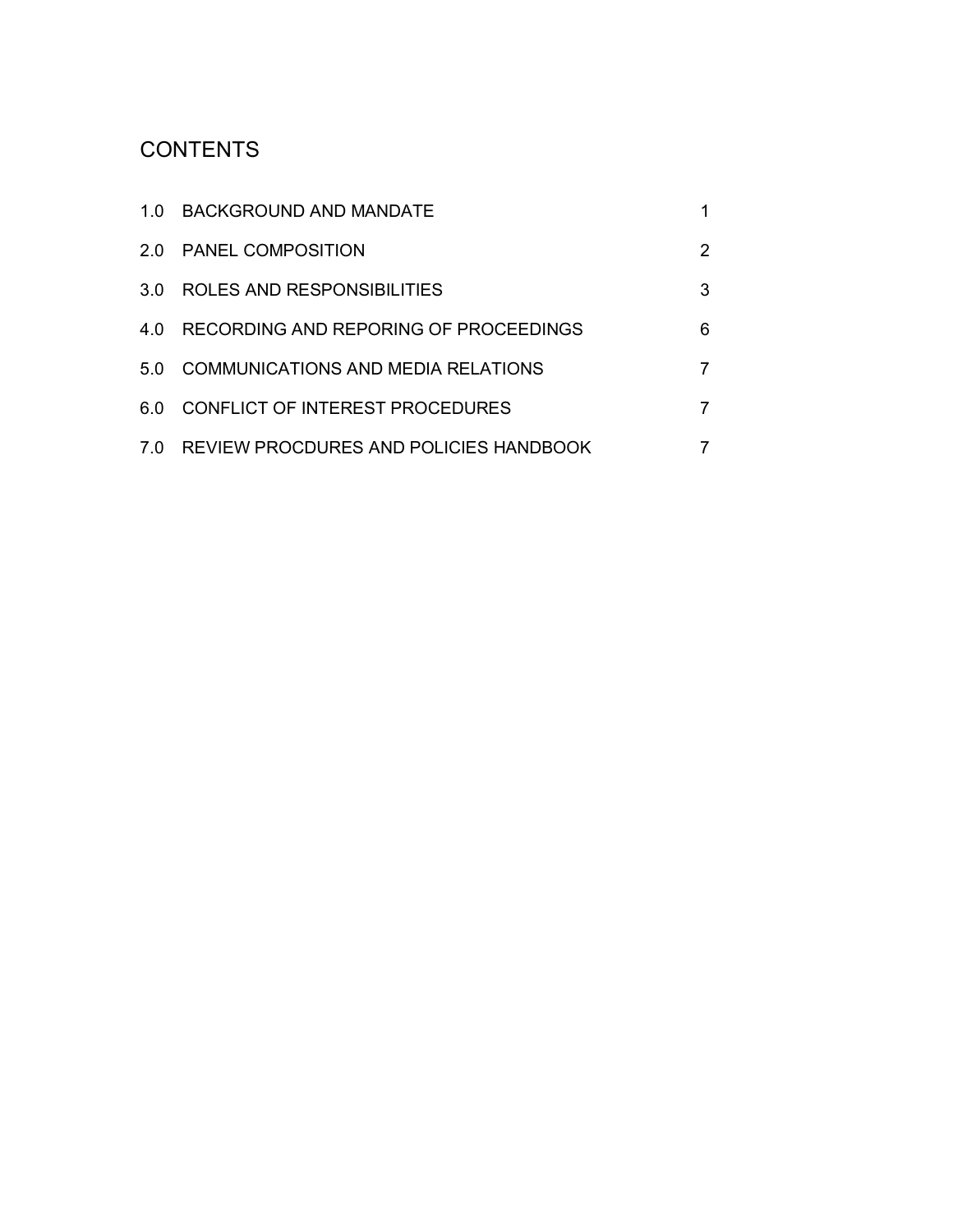# CONTENTS

| | | |
|---|---|---|
| 1.0 | BACKGROUND AND MANDATE | 1 |
| 2.0 | PANEL COMPOSITION | 2 |
| 3.0 | ROLES AND RESPONSIBILITIES | 3 |
| 4.0 | RECORDING AND REPORING OF PROCEEDINGS | 6 |
| 5.0 | COMMUNICATIONS AND MEDIA RELATIONS | 7 |
| 6.0 | CONFLICT OF INTEREST PROCEDURES | 7 |
| 7.0 | REVIEW PROCDURES AND POLICIES HANDBOOK | 7 |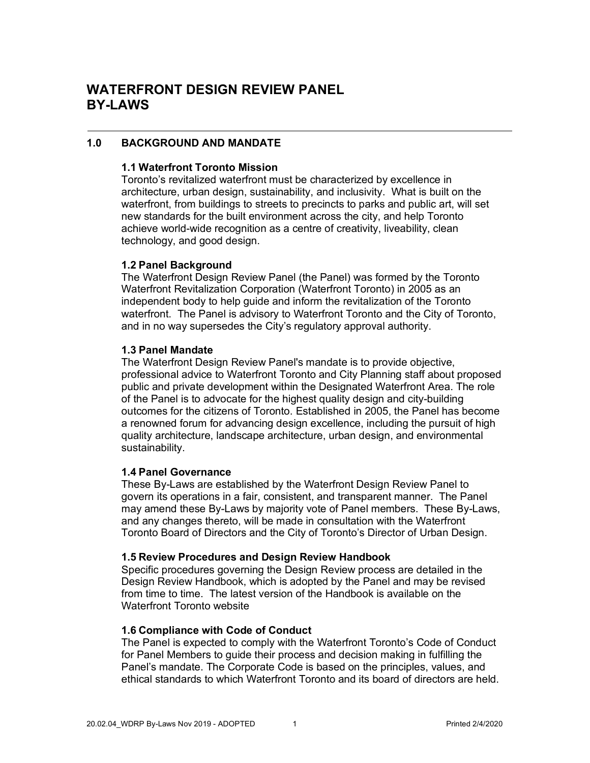# WATERFRONT DESIGN REVIEW PANEL BY-LAWS

## 1.0 BACKGROUND AND MANDATE

### 1.1 Waterfront Toronto Mission

Toronto's revitalized waterfront must be characterized by excellence in architecture, urban design, sustainability, and inclusivity. What is built on the waterfront, from buildings to streets to precincts to parks and public art, will set new standards for the built environment across the city, and help Toronto achieve world-wide recognition as a centre of creativity, liveability, clean technology, and good design.

### 1.2 Panel Background

The Waterfront Design Review Panel (the Panel) was formed by the Toronto Waterfront Revitalization Corporation (Waterfront Toronto) in 2005 as an independent body to help guide and inform the revitalization of the Toronto waterfront. The Panel is advisory to Waterfront Toronto and the City of Toronto, and in no way supersedes the City's regulatory approval authority.

### 1.3 Panel Mandate

The Waterfront Design Review Panel's mandate is to provide objective, professional advice to Waterfront Toronto and City Planning staff about proposed public and private development within the Designated Waterfront Area. The role of the Panel is to advocate for the highest quality design and city-building outcomes for the citizens of Toronto. Established in 2005, the Panel has become a renowned forum for advancing design excellence, including the pursuit of high quality architecture, landscape architecture, urban design, and environmental sustainability.

### 1.4 Panel Governance

These By-Laws are established by the Waterfront Design Review Panel to govern its operations in a fair, consistent, and transparent manner. The Panel may amend these By-Laws by majority vote of Panel members. These By-Laws, and any changes thereto, will be made in consultation with the Waterfront Toronto Board of Directors and the City of Toronto's Director of Urban Design.

### 1.5 Review Procedures and Design Review Handbook

Specific procedures governing the Design Review process are detailed in the Design Review Handbook, which is adopted by the Panel and may be revised from time to time. The latest version of the Handbook is available on the Waterfront Toronto website

### 1.6 Compliance with Code of Conduct

The Panel is expected to comply with the Waterfront Toronto's Code of Conduct for Panel Members to guide their process and decision making in fulfilling the Panel's mandate. The Corporate Code is based on the principles, values, and ethical standards to which Waterfront Toronto and its board of directors are held.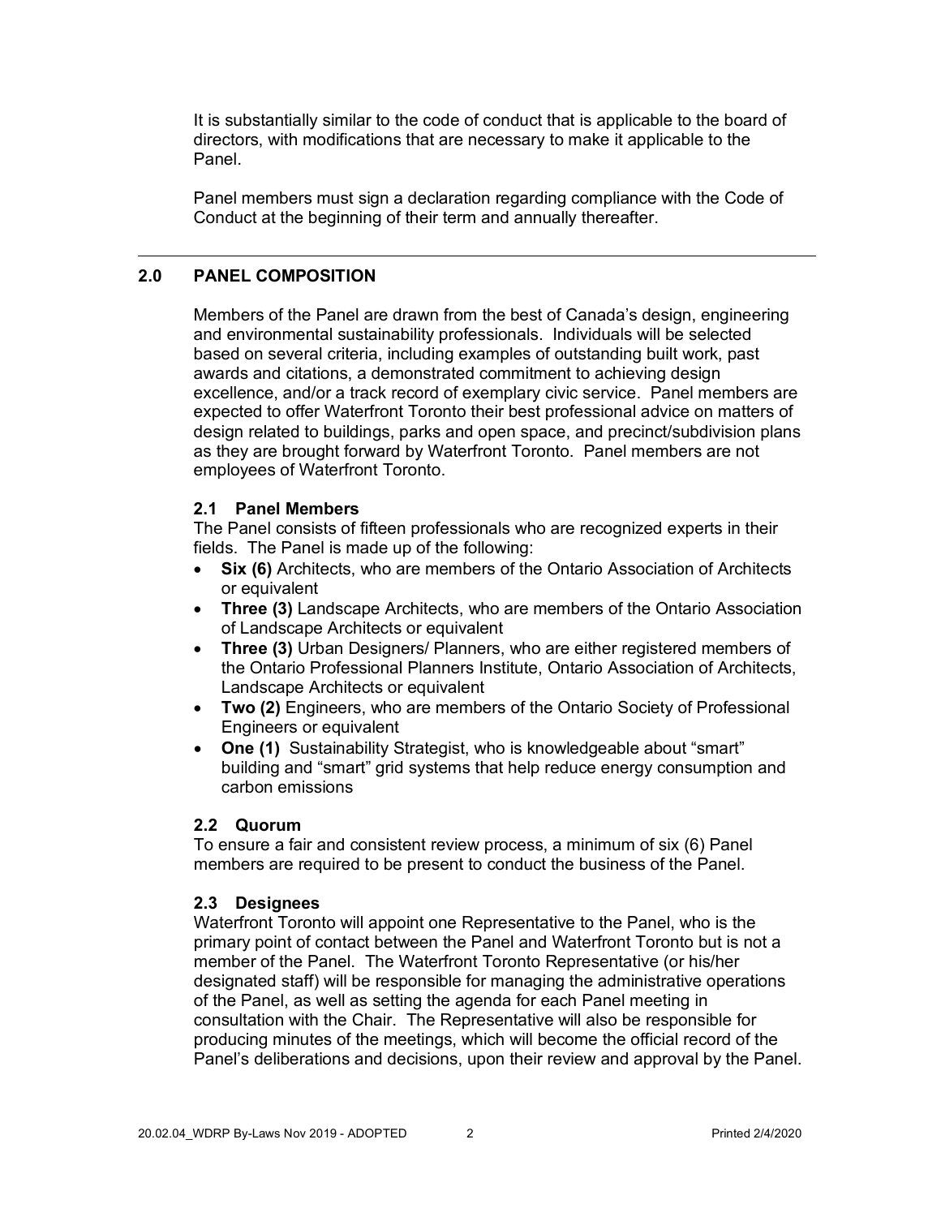It is substantially similar to the code of conduct that is applicable to the board of directors, with modifications that are necessary to make it applicable to the Panel.

Panel members must sign a declaration regarding compliance with the Code of Conduct at the beginning of their term and annually thereafter.

---

## 2.0 PANEL COMPOSITION

Members of the Panel are drawn from the best of Canada's design, engineering and environmental sustainability professionals. Individuals will be selected based on several criteria, including examples of outstanding built work, past awards and citations, a demonstrated commitment to achieving design excellence, and/or a track record of exemplary civic service. Panel members are expected to offer Waterfront Toronto their best professional advice on matters of design related to buildings, parks and open space, and precinct/subdivision plans as they are brought forward by Waterfront Toronto. Panel members are not employees of Waterfront Toronto.

### 2.1 Panel Members

The Panel consists of fifteen professionals who are recognized experts in their fields. The Panel is made up of the following:

- **Six (6)** Architects, who are members of the Ontario Association of Architects or equivalent
- **Three (3)** Landscape Architects, who are members of the Ontario Association of Landscape Architects or equivalent
- **Three (3)** Urban Designers/ Planners, who are either registered members of the Ontario Professional Planners Institute, Ontario Association of Architects, Landscape Architects or equivalent
- **Two (2)** Engineers, who are members of the Ontario Society of Professional Engineers or equivalent
- **One (1)** Sustainability Strategist, who is knowledgeable about "smart" building and "smart" grid systems that help reduce energy consumption and carbon emissions

### 2.2 Quorum

To ensure a fair and consistent review process, a minimum of six (6) Panel members are required to be present to conduct the business of the Panel.

### 2.3 Designees

Waterfront Toronto will appoint one Representative to the Panel, who is the primary point of contact between the Panel and Waterfront Toronto but is not a member of the Panel. The Waterfront Toronto Representative (or his/her designated staff) will be responsible for managing the administrative operations of the Panel, as well as setting the agenda for each Panel meeting in consultation with the Chair. The Representative will also be responsible for producing minutes of the meetings, which will become the official record of the Panel's deliberations and decisions, upon their review and approval by the Panel.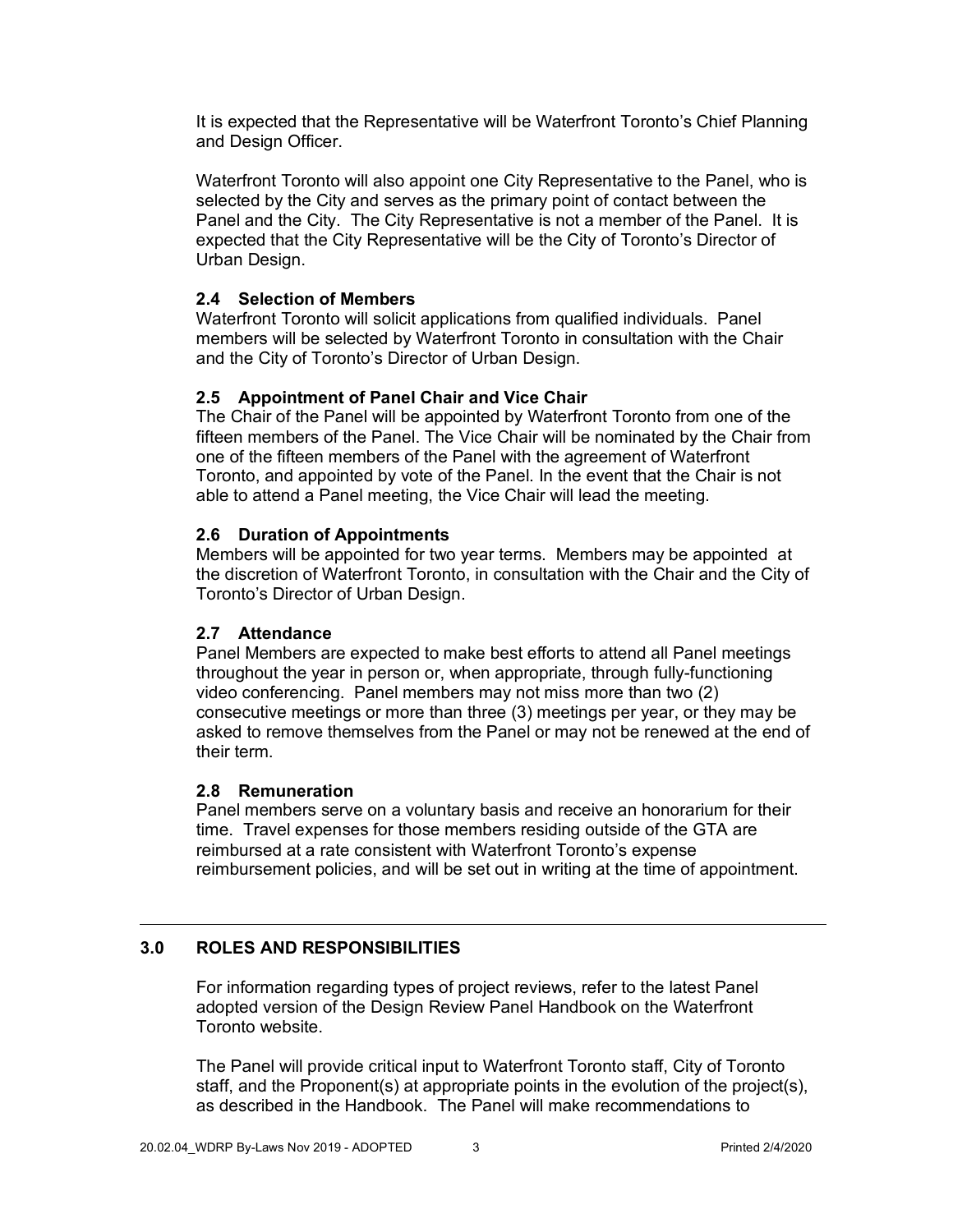It is expected that the Representative will be Waterfront Toronto's Chief Planning and Design Officer.

Waterfront Toronto will also appoint one City Representative to the Panel, who is selected by the City and serves as the primary point of contact between the Panel and the City. The City Representative is not a member of the Panel. It is expected that the City Representative will be the City of Toronto's Director of Urban Design.

### 2.4 Selection of Members

Waterfront Toronto will solicit applications from qualified individuals. Panel members will be selected by Waterfront Toronto in consultation with the Chair and the City of Toronto's Director of Urban Design.

### 2.5 Appointment of Panel Chair and Vice Chair

The Chair of the Panel will be appointed by Waterfront Toronto from one of the fifteen members of the Panel. The Vice Chair will be nominated by the Chair from one of the fifteen members of the Panel with the agreement of Waterfront Toronto, and appointed by vote of the Panel. In the event that the Chair is not able to attend a Panel meeting, the Vice Chair will lead the meeting.

### 2.6 Duration of Appointments

Members will be appointed for two year terms. Members may be appointed at the discretion of Waterfront Toronto, in consultation with the Chair and the City of Toronto's Director of Urban Design.

### 2.7 Attendance

Panel Members are expected to make best efforts to attend all Panel meetings throughout the year in person or, when appropriate, through fully-functioning video conferencing. Panel members may not miss more than two (2) consecutive meetings or more than three (3) meetings per year, or they may be asked to remove themselves from the Panel or may not be renewed at the end of their term.

### 2.8 Remuneration

Panel members serve on a voluntary basis and receive an honorarium for their time. Travel expenses for those members residing outside of the GTA are reimbursed at a rate consistent with Waterfront Toronto's expense reimbursement policies, and will be set out in writing at the time of appointment.

---

## 3.0 ROLES AND RESPONSIBILITIES

For information regarding types of project reviews, refer to the latest Panel adopted version of the Design Review Panel Handbook on the Waterfront Toronto website.

The Panel will provide critical input to Waterfront Toronto staff, City of Toronto staff, and the Proponent(s) at appropriate points in the evolution of the project(s), as described in the Handbook. The Panel will make recommendations to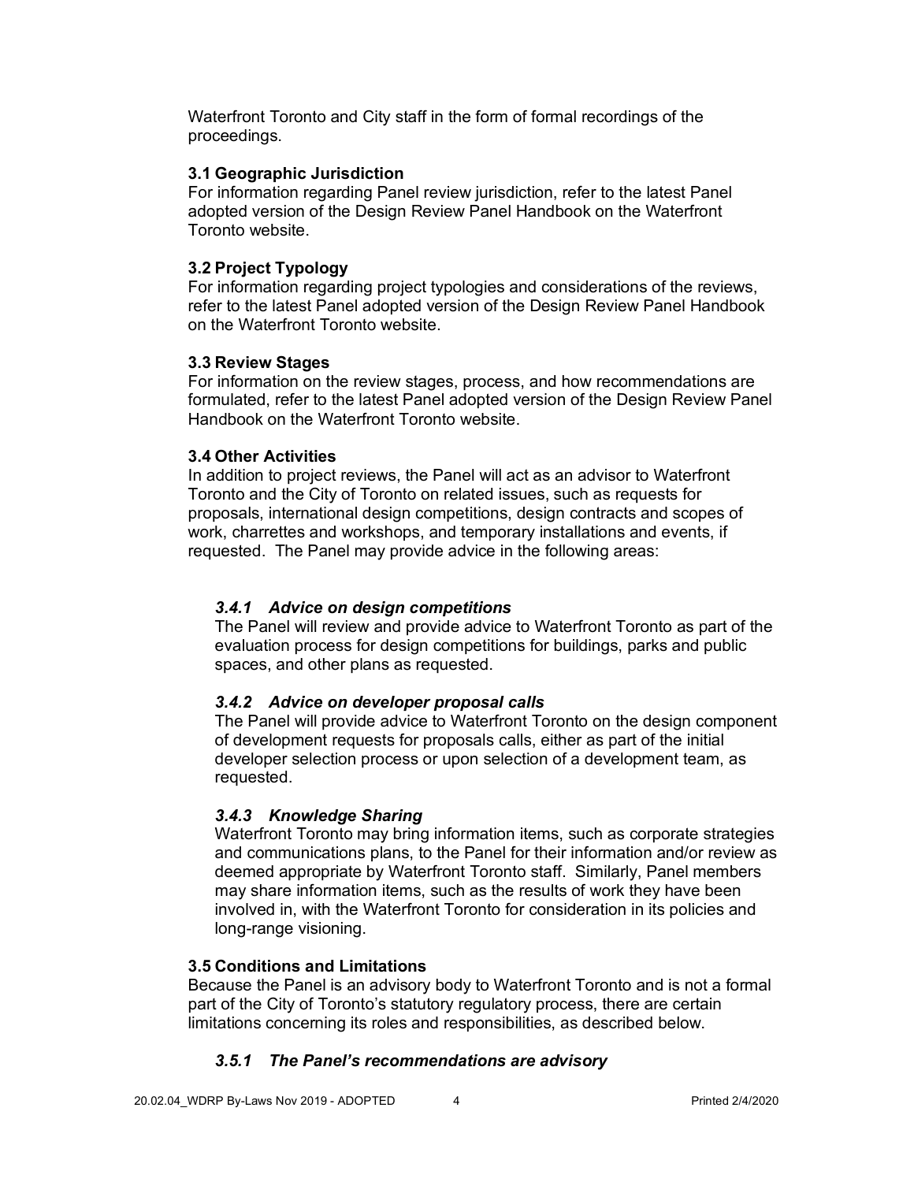Waterfront Toronto and City staff in the form of formal recordings of the proceedings.

### 3.1 Geographic Jurisdiction

For information regarding Panel review jurisdiction, refer to the latest Panel adopted version of the Design Review Panel Handbook on the Waterfront Toronto website.

### 3.2 Project Typology

For information regarding project typologies and considerations of the reviews, refer to the latest Panel adopted version of the Design Review Panel Handbook on the Waterfront Toronto website.

### 3.3 Review Stages

For information on the review stages, process, and how recommendations are formulated, refer to the latest Panel adopted version of the Design Review Panel Handbook on the Waterfront Toronto website.

### 3.4 Other Activities

In addition to project reviews, the Panel will act as an advisor to Waterfront Toronto and the City of Toronto on related issues, such as requests for proposals, international design competitions, design contracts and scopes of work, charrettes and workshops, and temporary installations and events, if requested. The Panel may provide advice in the following areas:

#### *3.4.1 Advice on design competitions*

The Panel will review and provide advice to Waterfront Toronto as part of the evaluation process for design competitions for buildings, parks and public spaces, and other plans as requested.

#### *3.4.2 Advice on developer proposal calls*

The Panel will provide advice to Waterfront Toronto on the design component of development requests for proposals calls, either as part of the initial developer selection process or upon selection of a development team, as requested.

#### *3.4.3 Knowledge Sharing*

Waterfront Toronto may bring information items, such as corporate strategies and communications plans, to the Panel for their information and/or review as deemed appropriate by Waterfront Toronto staff. Similarly, Panel members may share information items, such as the results of work they have been involved in, with the Waterfront Toronto for consideration in its policies and long-range visioning.

### 3.5 Conditions and Limitations

Because the Panel is an advisory body to Waterfront Toronto and is not a formal part of the City of Toronto's statutory regulatory process, there are certain limitations concerning its roles and responsibilities, as described below.

#### *3.5.1 The Panel's recommendations are advisory*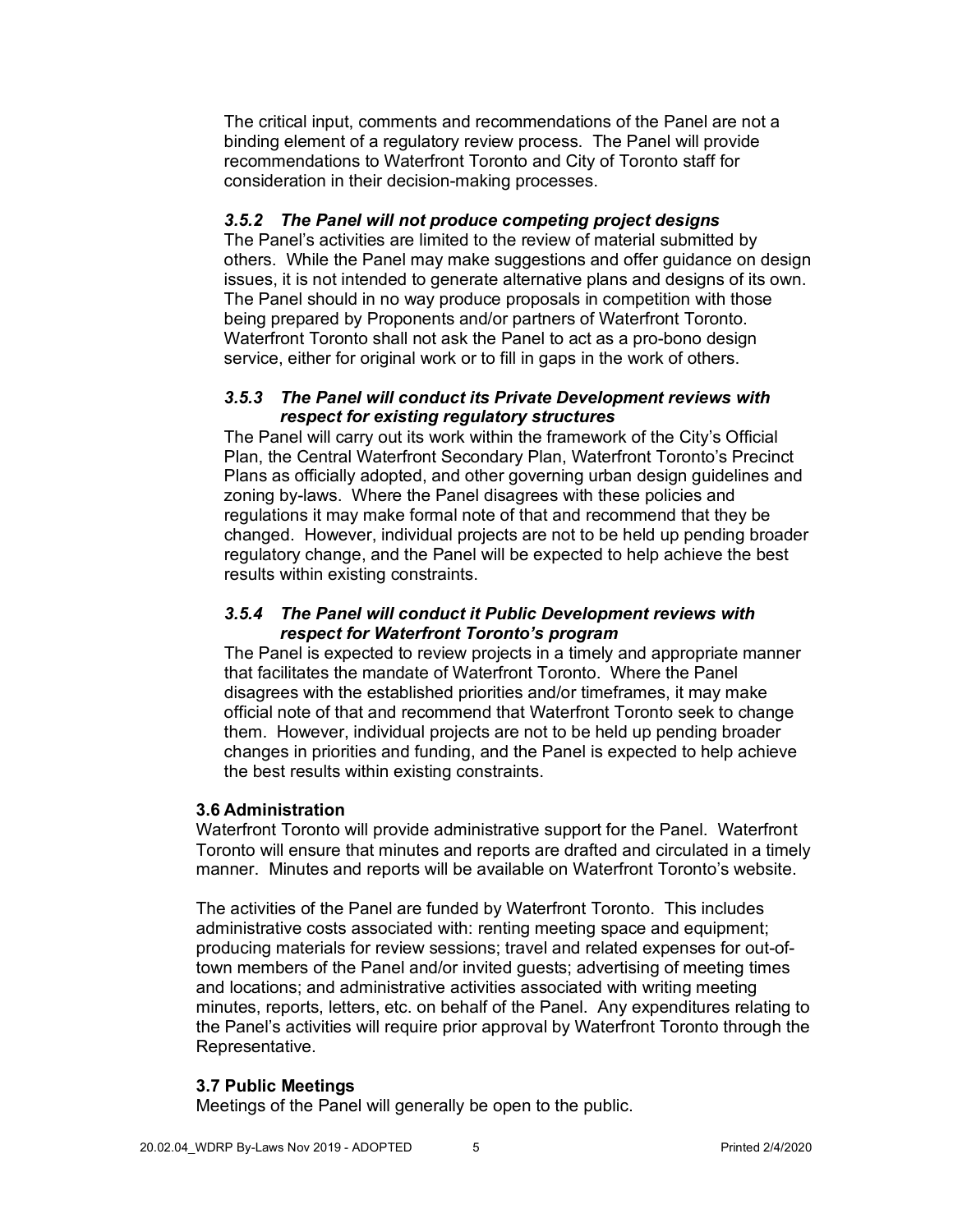The critical input, comments and recommendations of the Panel are not a binding element of a regulatory review process. The Panel will provide recommendations to Waterfront Toronto and City of Toronto staff for consideration in their decision-making processes.

#### *3.5.2 The Panel will not produce competing project designs*

The Panel's activities are limited to the review of material submitted by others. While the Panel may make suggestions and offer guidance on design issues, it is not intended to generate alternative plans and designs of its own. The Panel should in no way produce proposals in competition with those being prepared by Proponents and/or partners of Waterfront Toronto. Waterfront Toronto shall not ask the Panel to act as a pro-bono design service, either for original work or to fill in gaps in the work of others.

#### *3.5.3 The Panel will conduct its Private Development reviews with respect for existing regulatory structures*

The Panel will carry out its work within the framework of the City's Official Plan, the Central Waterfront Secondary Plan, Waterfront Toronto's Precinct Plans as officially adopted, and other governing urban design guidelines and zoning by-laws. Where the Panel disagrees with these policies and regulations it may make formal note of that and recommend that they be changed. However, individual projects are not to be held up pending broader regulatory change, and the Panel will be expected to help achieve the best results within existing constraints.

#### *3.5.4 The Panel will conduct it Public Development reviews with respect for Waterfront Toronto's program*

The Panel is expected to review projects in a timely and appropriate manner that facilitates the mandate of Waterfront Toronto. Where the Panel disagrees with the established priorities and/or timeframes, it may make official note of that and recommend that Waterfront Toronto seek to change them. However, individual projects are not to be held up pending broader changes in priorities and funding, and the Panel is expected to help achieve the best results within existing constraints.

### 3.6 Administration

Waterfront Toronto will provide administrative support for the Panel. Waterfront Toronto will ensure that minutes and reports are drafted and circulated in a timely manner. Minutes and reports will be available on Waterfront Toronto's website.

The activities of the Panel are funded by Waterfront Toronto. This includes administrative costs associated with: renting meeting space and equipment; producing materials for review sessions; travel and related expenses for out-of-town members of the Panel and/or invited guests; advertising of meeting times and locations; and administrative activities associated with writing meeting minutes, reports, letters, etc. on behalf of the Panel. Any expenditures relating to the Panel's activities will require prior approval by Waterfront Toronto through the Representative.

### 3.7 Public Meetings

Meetings of the Panel will generally be open to the public.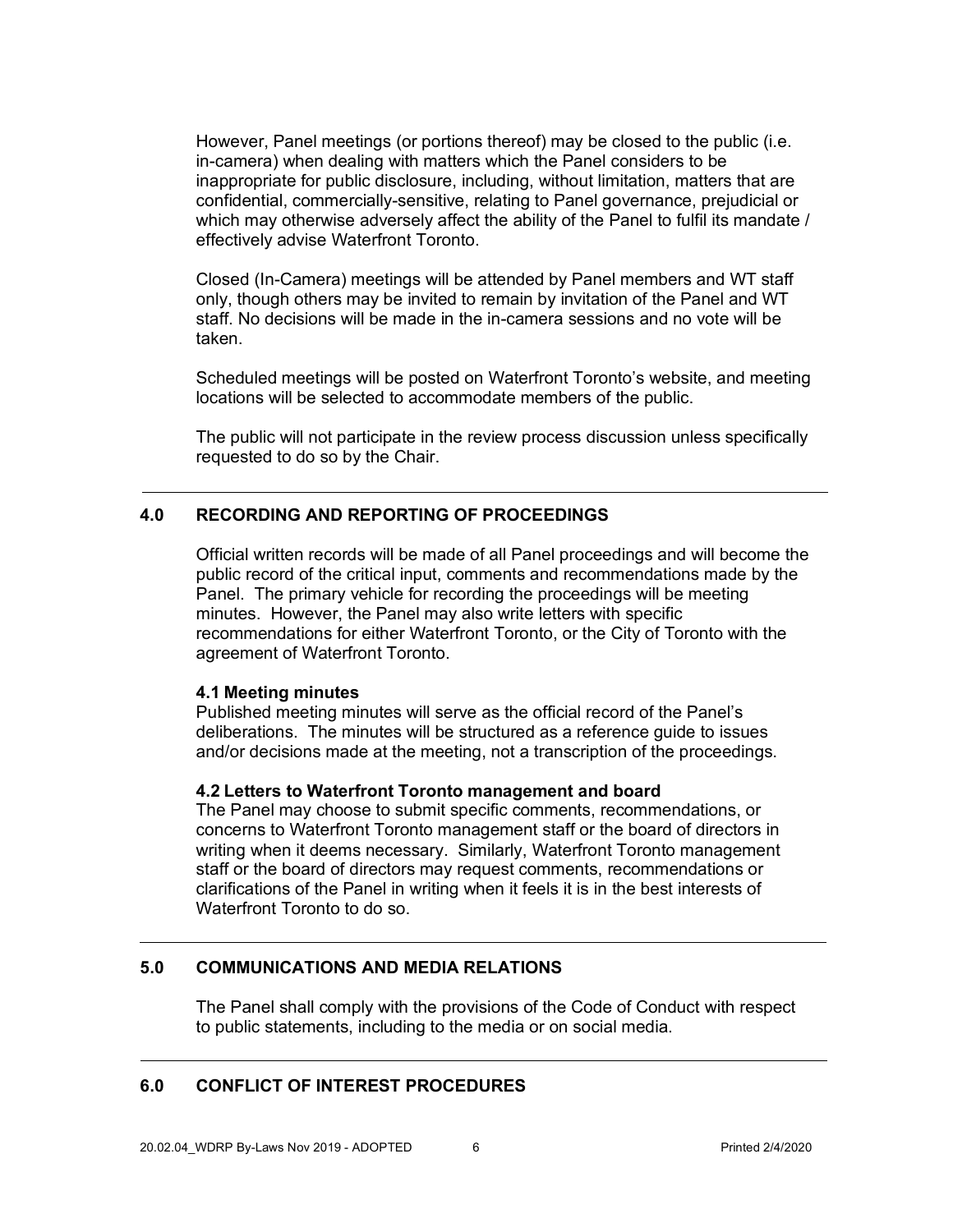However, Panel meetings (or portions thereof) may be closed to the public (i.e. in-camera) when dealing with matters which the Panel considers to be inappropriate for public disclosure, including, without limitation, matters that are confidential, commercially-sensitive, relating to Panel governance, prejudicial or which may otherwise adversely affect the ability of the Panel to fulfil its mandate / effectively advise Waterfront Toronto.

Closed (In-Camera) meetings will be attended by Panel members and WT staff only, though others may be invited to remain by invitation of the Panel and WT staff. No decisions will be made in the in-camera sessions and no vote will be taken.

Scheduled meetings will be posted on Waterfront Toronto's website, and meeting locations will be selected to accommodate members of the public.

The public will not participate in the review process discussion unless specifically requested to do so by the Chair.

---

## 4.0 RECORDING AND REPORTING OF PROCEEDINGS

Official written records will be made of all Panel proceedings and will become the public record of the critical input, comments and recommendations made by the Panel. The primary vehicle for recording the proceedings will be meeting minutes. However, the Panel may also write letters with specific recommendations for either Waterfront Toronto, or the City of Toronto with the agreement of Waterfront Toronto.

### 4.1 Meeting minutes

Published meeting minutes will serve as the official record of the Panel's deliberations. The minutes will be structured as a reference guide to issues and/or decisions made at the meeting, not a transcription of the proceedings.

### 4.2 Letters to Waterfront Toronto management and board

The Panel may choose to submit specific comments, recommendations, or concerns to Waterfront Toronto management staff or the board of directors in writing when it deems necessary. Similarly, Waterfront Toronto management staff or the board of directors may request comments, recommendations or clarifications of the Panel in writing when it feels it is in the best interests of Waterfront Toronto to do so.

---

## 5.0 COMMUNICATIONS AND MEDIA RELATIONS

The Panel shall comply with the provisions of the Code of Conduct with respect to public statements, including to the media or on social media.

---

## 6.0 CONFLICT OF INTEREST PROCEDURES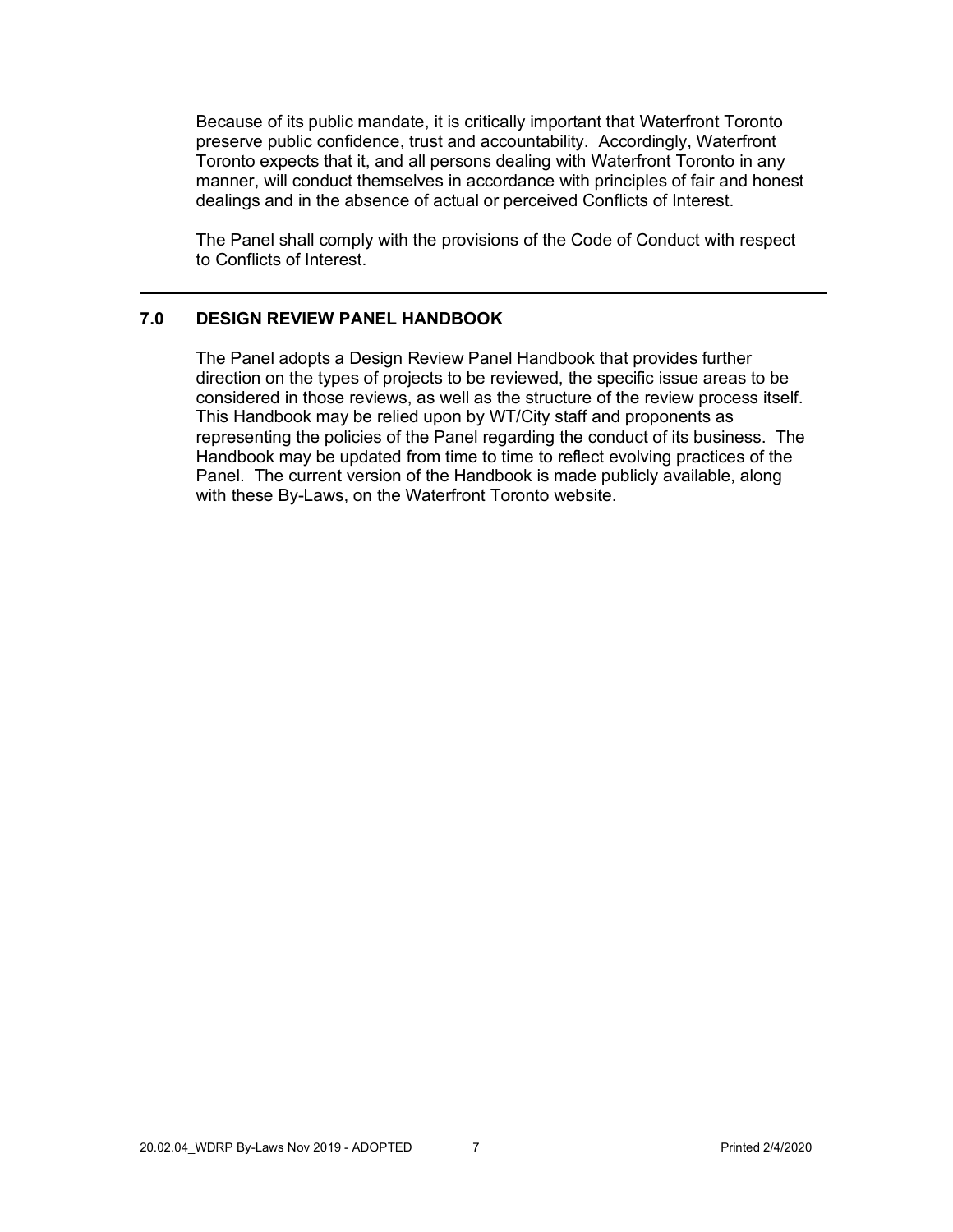Because of its public mandate, it is critically important that Waterfront Toronto preserve public confidence, trust and accountability. Accordingly, Waterfront Toronto expects that it, and all persons dealing with Waterfront Toronto in any manner, will conduct themselves in accordance with principles of fair and honest dealings and in the absence of actual or perceived Conflicts of Interest.

The Panel shall comply with the provisions of the Code of Conduct with respect to Conflicts of Interest.

---

## 7.0 DESIGN REVIEW PANEL HANDBOOK

The Panel adopts a Design Review Panel Handbook that provides further direction on the types of projects to be reviewed, the specific issue areas to be considered in those reviews, as well as the structure of the review process itself. This Handbook may be relied upon by WT/City staff and proponents as representing the policies of the Panel regarding the conduct of its business. The Handbook may be updated from time to time to reflect evolving practices of the Panel. The current version of the Handbook is made publicly available, along with these By-Laws, on the Waterfront Toronto website.